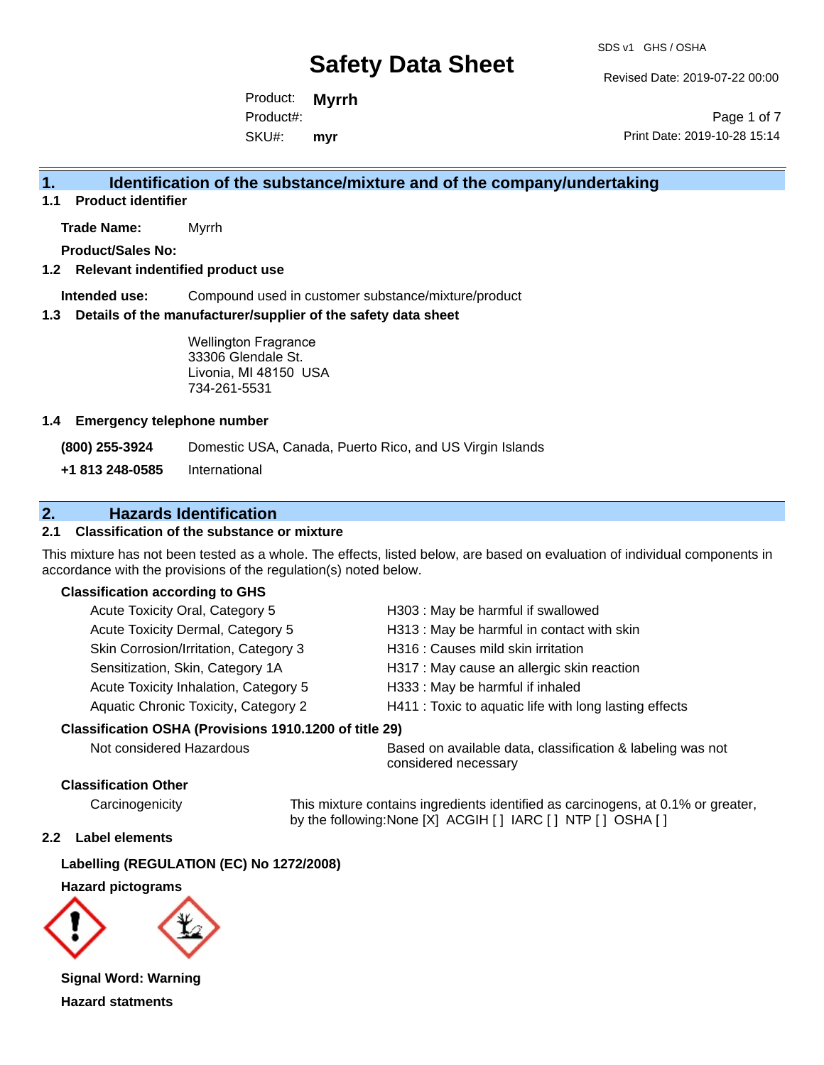# Safety Data Sheet

SDS v1 GHS / OSHA

Revised Date: 2019-07-22 00:00

Product: **Myrrh**
Product#:
SKU#: **myr**

Print Date: 2019-10-28 15:14

## 1. Identification of the substance/mixture and of the company/undertaking

### 1.1 Product identifier

**Trade Name:** Myrrh

**Product/Sales No:**

### 1.2 Relevant indentified product use

**Intended use:** Compound used in customer substance/mixture/product

### 1.3 Details of the manufacturer/supplier of the safety data sheet

Wellington Fragrance
33306 Glendale St.
Livonia, MI 48150 USA
734-261-5531

### 1.4 Emergency telephone number

**(800) 255-3924** Domestic USA, Canada, Puerto Rico, and US Virgin Islands

**+1 813 248-0585** International

## 2. Hazards Identification

### 2.1 Classification of the substance or mixture

This mixture has not been tested as a whole. The effects, listed below, are based on evaluation of individual components in accordance with the provisions of the regulation(s) noted below.

**Classification according to GHS**

| | |
|---|---|
| Acute Toxicity Oral, Category 5 | H303 : May be harmful if swallowed |
| Acute Toxicity Dermal, Category 5 | H313 : May be harmful in contact with skin |
| Skin Corrosion/Irritation, Category 3 | H316 : Causes mild skin irritation |
| Sensitization, Skin, Category 1A | H317 : May cause an allergic skin reaction |
| Acute Toxicity Inhalation, Category 5 | H333 : May be harmful if inhaled |
| Aquatic Chronic Toxicity, Category 2 | H411 : Toxic to aquatic life with long lasting effects |

**Classification OSHA (Provisions 1910.1200 of title 29)**

Not considered Hazardous — Based on available data, classification & labeling was not considered necessary

**Classification Other**

Carcinogenicity — This mixture contains ingredients identified as carcinogens, at 0.1% or greater, by the following:None [X] ACGIH [ ] IARC [ ] NTP [ ] OSHA [ ]

### 2.2 Label elements

**Labelling (REGULATION (EC) No 1272/2008)**

**Hazard pictograms**

**Signal Word: Warning**

**Hazard statments**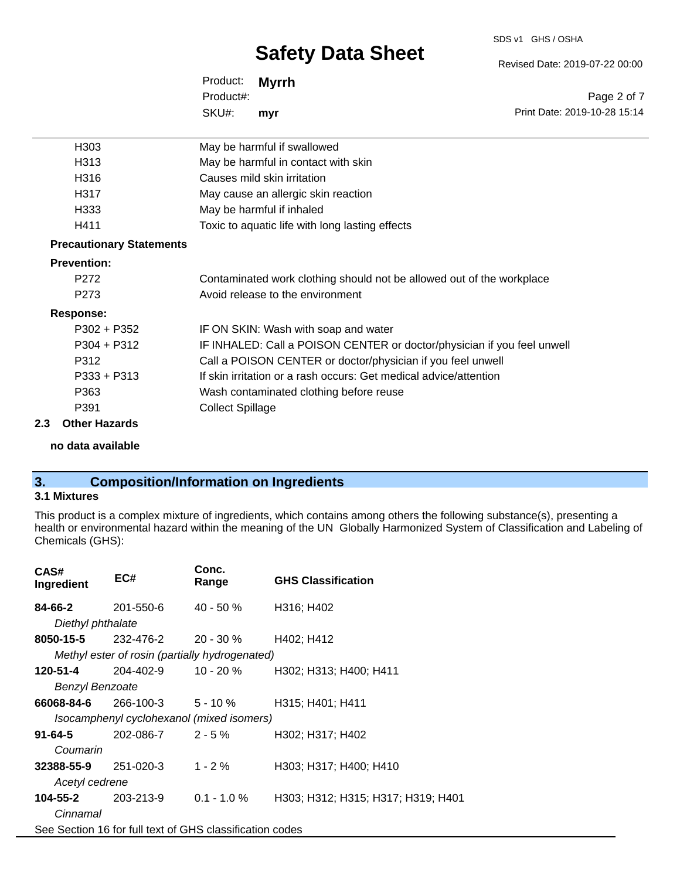| | |
|---|---|
| H303 | May be harmful if swallowed |
| H313 | May be harmful in contact with skin |
| H316 | Causes mild skin irritation |
| H317 | May cause an allergic skin reaction |
| H333 | May be harmful if inhaled |
| H411 | Toxic to aquatic life with long lasting effects |

**Precautionary Statements**

**Prevention:**

| | |
|---|---|
| P272 | Contaminated work clothing should not be allowed out of the workplace |
| P273 | Avoid release to the environment |

**Response:**

| | |
|---|---|
| P302 + P352 | IF ON SKIN: Wash with soap and water |
| P304 + P312 | IF INHALED: Call a POISON CENTER or doctor/physician if you feel unwell |
| P312 | Call a POISON CENTER or doctor/physician if you feel unwell |
| P333 + P313 | If skin irritation or a rash occurs: Get medical advice/attention |
| P363 | Wash contaminated clothing before reuse |
| P391 | Collect Spillage |

### 2.3 Other Hazards

**no data available**

## 3. Composition/Information on Ingredients

### 3.1 Mixtures

This product is a complex mixture of ingredients, which contains among others the following substance(s), presenting a health or environmental hazard within the meaning of the UN Globally Harmonized System of Classification and Labeling of Chemicals (GHS):

| CAS# Ingredient | EC# | Conc. Range | GHS Classification |
|---|---|---|---|
| **84-66-2** *Diethyl phthalate* | 201-550-6 | 40 - 50 % | H316; H402 |
| **8050-15-5** *Methyl ester of rosin (partially hydrogenated)* | 232-476-2 | 20 - 30 % | H402; H412 |
| **120-51-4** *Benzyl Benzoate* | 204-402-9 | 10 - 20 % | H302; H313; H400; H411 |
| **66068-84-6** *Isocamphenyl cyclohexanol (mixed isomers)* | 266-100-3 | 5 - 10 % | H315; H401; H411 |
| **91-64-5** *Coumarin* | 202-086-7 | 2 - 5 % | H302; H317; H402 |
| **32388-55-9** *Acetyl cedrene* | 251-020-3 | 1 - 2 % | H303; H317; H400; H410 |
| **104-55-2** *Cinnamal* | 203-213-9 | 0.1 - 1.0 % | H303; H312; H315; H317; H319; H401 |

See Section 16 for full text of GHS classification codes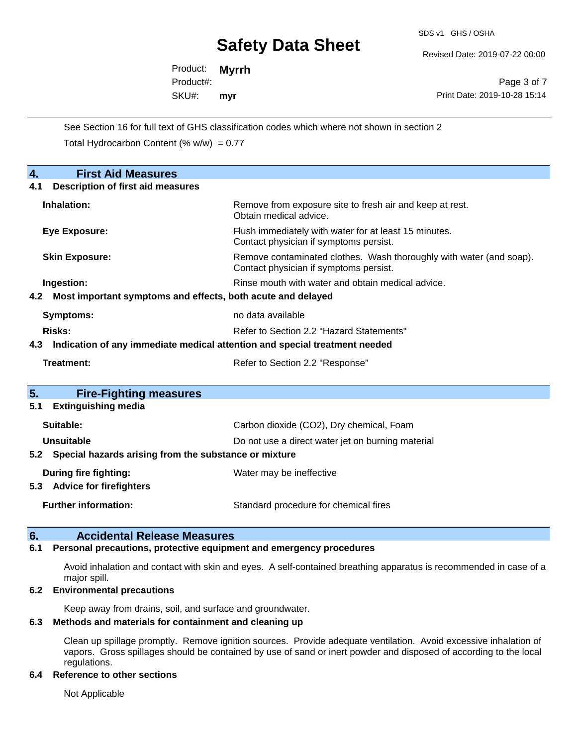See Section 16 for full text of GHS classification codes which where not shown in section 2

Total Hydrocarbon Content (% w/w) = 0.77

## 4. First Aid Measures

### 4.1 Description of first aid measures

| | |
|---|---|
| **Inhalation:** | Remove from exposure site to fresh air and keep at rest. Obtain medical advice. |
| **Eye Exposure:** | Flush immediately with water for at least 15 minutes. Contact physician if symptoms persist. |
| **Skin Exposure:** | Remove contaminated clothes. Wash thoroughly with water (and soap). Contact physician if symptoms persist. |
| **Ingestion:** | Rinse mouth with water and obtain medical advice. |

### 4.2 Most important symptoms and effects, both acute and delayed

| | |
|---|---|
| **Symptoms:** | no data available |
| **Risks:** | Refer to Section 2.2 "Hazard Statements" |

### 4.3 Indication of any immediate medical attention and special treatment needed

| | |
|---|---|
| **Treatment:** | Refer to Section 2.2 "Response" |

## 5. Fire-Fighting measures

### 5.1 Extinguishing media

| | |
|---|---|
| **Suitable:** | Carbon dioxide ($CO_2$), Dry chemical, Foam |
| **Unsuitable** | Do not use a direct water jet on burning material |

### 5.2 Special hazards arising from the substance or mixture

| | |
|---|---|
| **During fire fighting:** | Water may be ineffective |

### 5.3 Advice for firefighters

| | |
|---|---|
| **Further information:** | Standard procedure for chemical fires |

## 6. Accidental Release Measures

### 6.1 Personal precautions, protective equipment and emergency procedures

Avoid inhalation and contact with skin and eyes. A self-contained breathing apparatus is recommended in case of a major spill.

### 6.2 Environmental precautions

Keep away from drains, soil, and surface and groundwater.

### 6.3 Methods and materials for containment and cleaning up

Clean up spillage promptly. Remove ignition sources. Provide adequate ventilation. Avoid excessive inhalation of vapors. Gross spillages should be contained by use of sand or inert powder and disposed of according to the local regulations.

### 6.4 Reference to other sections

Not Applicable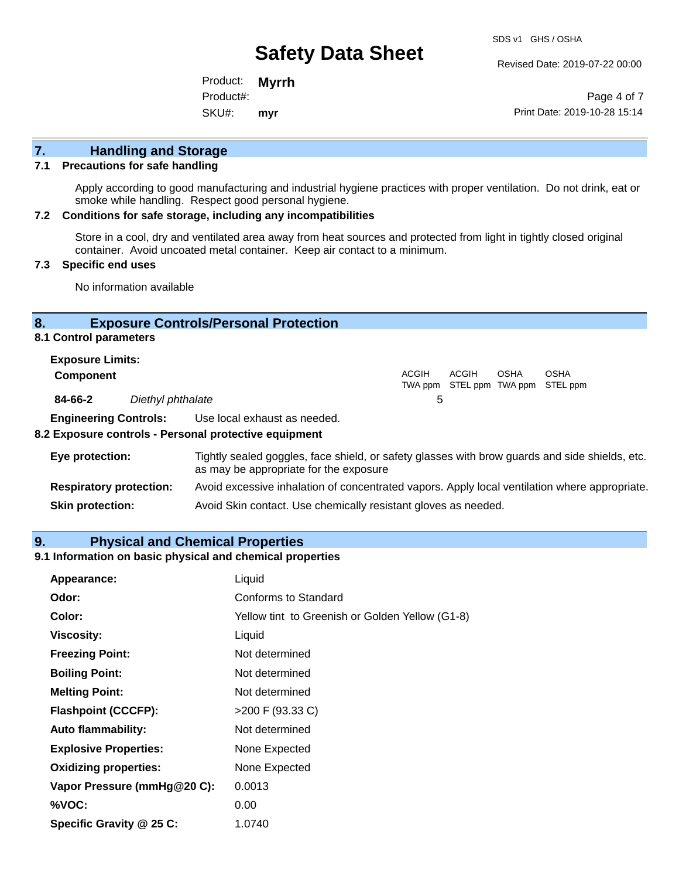## 7. Handling and Storage

### 7.1 Precautions for safe handling

Apply according to good manufacturing and industrial hygiene practices with proper ventilation. Do not drink, eat or smoke while handling. Respect good personal hygiene.

### 7.2 Conditions for safe storage, including any incompatibilities

Store in a cool, dry and ventilated area away from heat sources and protected from light in tightly closed original container. Avoid uncoated metal container. Keep air contact to a minimum.

### 7.3 Specific end uses

No information available

## 8. Exposure Controls/Personal Protection

### 8.1 Control parameters

**Exposure Limits:**

| Component | | ACGIH TWA ppm | ACGIH STEL ppm | OSHA TWA ppm | OSHA STEL ppm |
|---|---|---|---|---|---|
| 84-66-2 | *Diethyl phthalate* | 5 | | | |

**Engineering Controls:** Use local exhaust as needed.

### 8.2 Exposure controls - Personal protective equipment

**Eye protection:** Tightly sealed goggles, face shield, or safety glasses with brow guards and side shields, etc. as may be appropriate for the exposure

**Respiratory protection:** Avoid excessive inhalation of concentrated vapors. Apply local ventilation where appropriate.

**Skin protection:** Avoid Skin contact. Use chemically resistant gloves as needed.

## 9. Physical and Chemical Properties

### 9.1 Information on basic physical and chemical properties

| | |
|---|---|
| **Appearance:** | Liquid |
| **Odor:** | Conforms to Standard |
| **Color:** | Yellow tint to Greenish or Golden Yellow (G1-8) |
| **Viscosity:** | Liquid |
| **Freezing Point:** | Not determined |
| **Boiling Point:** | Not determined |
| **Melting Point:** | Not determined |
| **Flashpoint (CCCFP):** | >200 F (93.33 C) |
| **Auto flammability:** | Not determined |
| **Explosive Properties:** | None Expected |
| **Oxidizing properties:** | None Expected |
| **Vapor Pressure (mmHg@20 C):** | 0.0013 |
| **%VOC:** | 0.00 |
| **Specific Gravity @ 25 C:** | 1.0740 |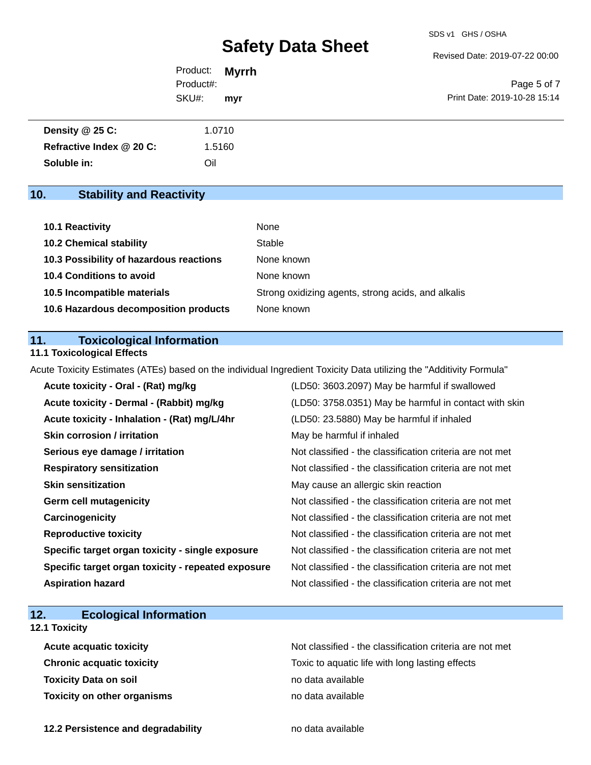| | |
|---|---|
| **Density @ 25 C:** | 1.0710 |
| **Refractive Index @ 20 C:** | 1.5160 |
| **Soluble in:** | Oil |

## 10. Stability and Reactivity

| | |
|---|---|
| **10.1 Reactivity** | None |
| **10.2 Chemical stability** | Stable |
| **10.3 Possibility of hazardous reactions** | None known |
| **10.4 Conditions to avoid** | None known |
| **10.5 Incompatible materials** | Strong oxidizing agents, strong acids, and alkalis |
| **10.6 Hazardous decomposition products** | None known |

## 11. Toxicological Information

### 11.1 Toxicological Effects

Acute Toxicity Estimates (ATEs) based on the individual Ingredient Toxicity Data utilizing the "Additivity Formula"

| | |
|---|---|
| **Acute toxicity - Oral - (Rat) mg/kg** | (LD50: 3603.2097) May be harmful if swallowed |
| **Acute toxicity - Dermal - (Rabbit) mg/kg** | (LD50: 3758.0351) May be harmful in contact with skin |
| **Acute toxicity - Inhalation - (Rat) mg/L/4hr** | (LD50: 23.5880) May be harmful if inhaled |
| **Skin corrosion / irritation** | May be harmful if inhaled |
| **Serious eye damage / irritation** | Not classified - the classification criteria are not met |
| **Respiratory sensitization** | Not classified - the classification criteria are not met |
| **Skin sensitization** | May cause an allergic skin reaction |
| **Germ cell mutagenicity** | Not classified - the classification criteria are not met |
| **Carcinogenicity** | Not classified - the classification criteria are not met |
| **Reproductive toxicity** | Not classified - the classification criteria are not met |
| **Specific target organ toxicity - single exposure** | Not classified - the classification criteria are not met |
| **Specific target organ toxicity - repeated exposure** | Not classified - the classification criteria are not met |
| **Aspiration hazard** | Not classified - the classification criteria are not met |

## 12. Ecological Information

### 12.1 Toxicity

| | |
|---|---|
| **Acute acquatic toxicity** | Not classified - the classification criteria are not met |
| **Chronic acquatic toxicity** | Toxic to aquatic life with long lasting effects |
| **Toxicity Data on soil** | no data available |
| **Toxicity on other organisms** | no data available |

| | |
|---|---|
| **12.2 Persistence and degradability** | no data available |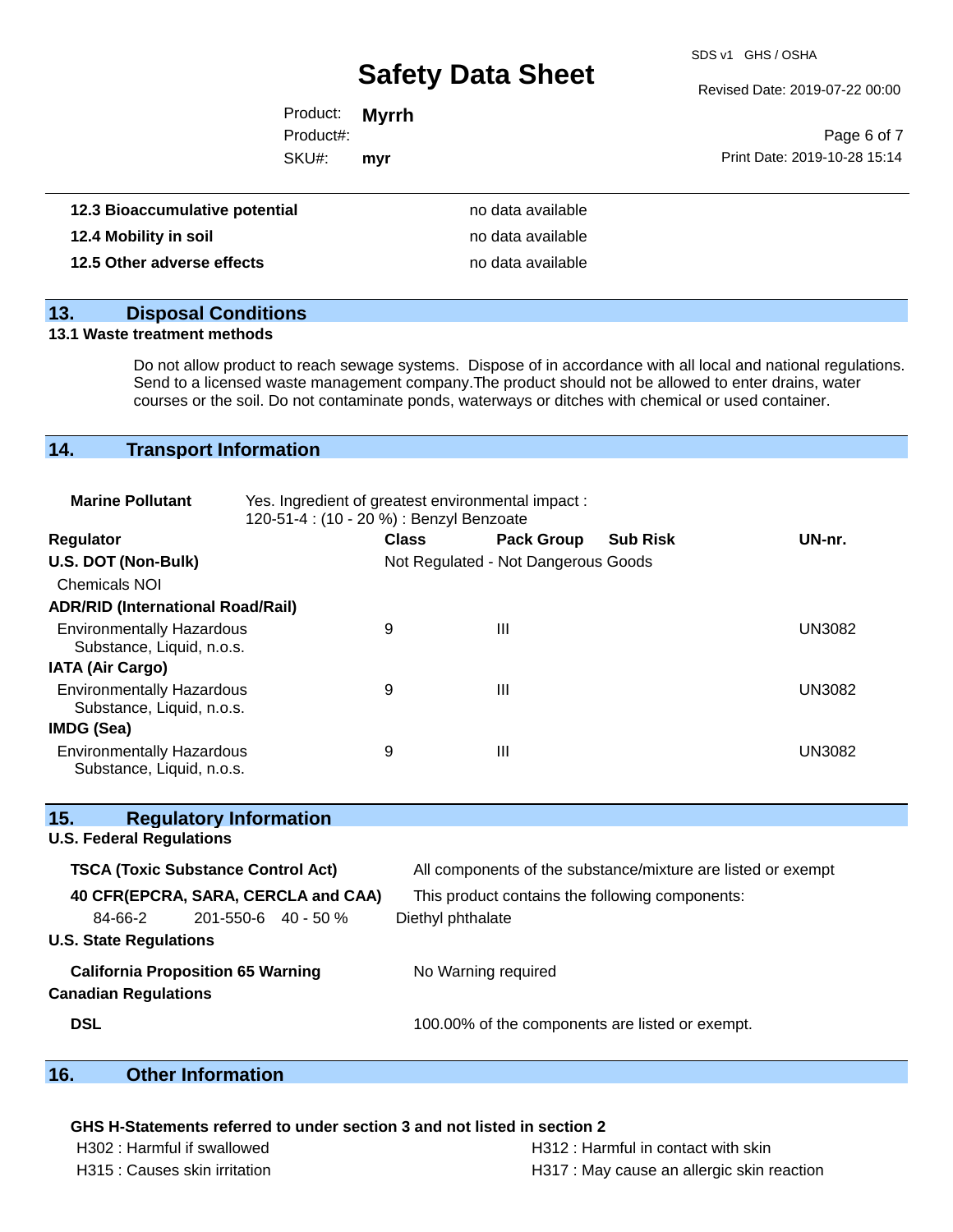| | |
|---|---|
| **12.3 Bioaccumulative potential** | no data available |
| **12.4 Mobility in soil** | no data available |
| **12.5 Other adverse effects** | no data available |

## 13. Disposal Conditions

**13.1 Waste treatment methods**

Do not allow product to reach sewage systems. Dispose of in accordance with all local and national regulations. Send to a licensed waste management company.The product should not be allowed to enter drains, water courses or the soil. Do not contaminate ponds, waterways or ditches with chemical or used container.

## 14. Transport Information

**Marine Pollutant** Yes. Ingredient of greatest environmental impact : 120-51-4 : (10 - 20 %) : Benzyl Benzoate

| Regulator | Class | Pack Group | Sub Risk | UN-nr. |
|---|---|---|---|---|
| **U.S. DOT (Non-Bulk)** | Not Regulated - Not Dangerous Goods | | | |
| Chemicals NOI | | | | |
| **ADR/RID (International Road/Rail)** | | | | |
| Environmentally Hazardous Substance, Liquid, n.o.s. | 9 | III | | UN3082 |
| **IATA (Air Cargo)** | | | | |
| Environmentally Hazardous Substance, Liquid, n.o.s. | 9 | III | | UN3082 |
| **IMDG (Sea)** | | | | |
| Environmentally Hazardous Substance, Liquid, n.o.s. | 9 | III | | UN3082 |

## 15. Regulatory Information

**U.S. Federal Regulations**

| | |
|---|---|
| **TSCA (Toxic Substance Control Act)** | All components of the substance/mixture are listed or exempt |
| **40 CFR(EPCSA, SARA, CERCLA and CAA)** | This product contains the following components: |
| 84-66-2 201-550-6 40 - 50 % | Diethyl phthalate |

**U.S. State Regulations**

| | |
|---|---|
| **California Proposition 65 Warning** | No Warning required |

**Canadian Regulations**

| | |
|---|---|
| **DSL** | 100.00% of the components are listed or exempt. |

## 16. Other Information

**GHS H-Statements referred to under section 3 and not listed in section 2**

H302 : Harmful if swallowed
H312 : Harmful in contact with skin
H315 : Causes skin irritation
H317 : May cause an allergic skin reaction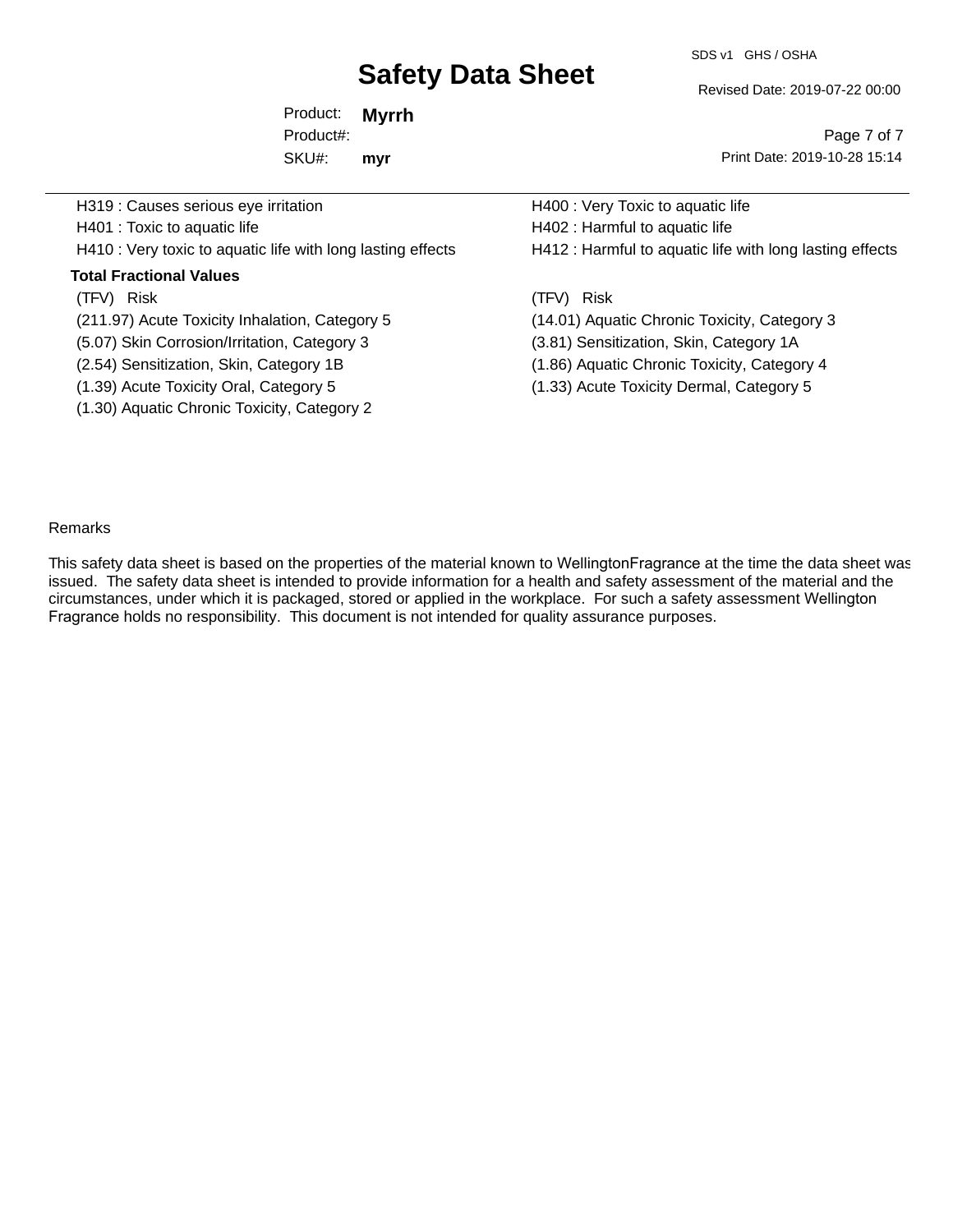H319 : Causes serious eye irritation

H400 : Very Toxic to aquatic life

H401 : Toxic to aquatic life

H402 : Harmful to aquatic life

H410 : Very toxic to aquatic life with long lasting effects

H412 : Harmful to aquatic life with long lasting effects

**Total Fractional Values**

(TFV) Risk

(211.97) Acute Toxicity Inhalation, Category 5

(5.07) Skin Corrosion/Irritation, Category 3

(2.54) Sensitization, Skin, Category 1B

(1.39) Acute Toxicity Oral, Category 5

(1.30) Aquatic Chronic Toxicity, Category 2

(TFV) Risk

(14.01) Aquatic Chronic Toxicity, Category 3

(3.81) Sensitization, Skin, Category 1A

(1.86) Aquatic Chronic Toxicity, Category 4

(1.33) Acute Toxicity Dermal, Category 5

Remarks

This safety data sheet is based on the properties of the material known to WellingtonFragrance at the time the data sheet was issued. The safety data sheet is intended to provide information for a health and safety assessment of the material and the circumstances, under which it is packaged, stored or applied in the workplace. For such a safety assessment Wellington Fragrance holds no responsibility. This document is not intended for quality assurance purposes.